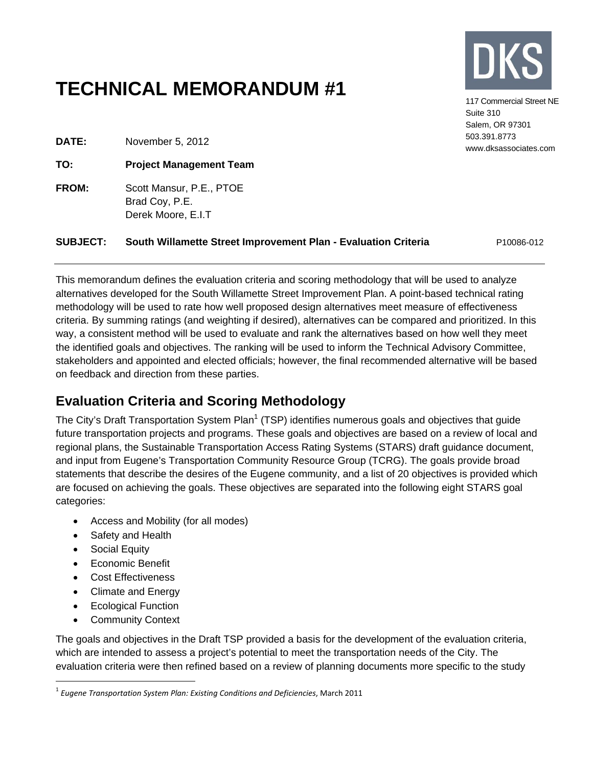# TECHNICAL MEMORANDUM #1

DKS

117 Commercial Street NE
Suite 310
Salem, OR 97301
503.391.8773
www.dksassociates.com

**DATE:** November 5, 2012

**TO:** **Project Management Team**

**FROM:** Scott Mansur, P.E., PTOE
Brad Coy, P.E.
Derek Moore, E.I.T

**SUBJECT:** **South Willamette Street Improvement Plan - Evaluation Criteria** P10086-012

---

This memorandum defines the evaluation criteria and scoring methodology that will be used to analyze alternatives developed for the South Willamette Street Improvement Plan. A point-based technical rating methodology will be used to rate how well proposed design alternatives meet measure of effectiveness criteria. By summing ratings (and weighting if desired), alternatives can be compared and prioritized. In this way, a consistent method will be used to evaluate and rank the alternatives based on how well they meet the identified goals and objectives. The ranking will be used to inform the Technical Advisory Committee, stakeholders and appointed and elected officials; however, the final recommended alternative will be based on feedback and direction from these parties.

## Evaluation Criteria and Scoring Methodology

The City's Draft Transportation System Plan[1] (TSP) identifies numerous goals and objectives that guide future transportation projects and programs. These goals and objectives are based on a review of local and regional plans, the Sustainable Transportation Access Rating Systems (STARS) draft guidance document, and input from Eugene's Transportation Community Resource Group (TCRG). The goals provide broad statements that describe the desires of the Eugene community, and a list of 20 objectives is provided which are focused on achieving the goals. These objectives are separated into the following eight STARS goal categories:

- Access and Mobility (for all modes)
- Safety and Health
- Social Equity
- Economic Benefit
- Cost Effectiveness
- Climate and Energy
- Ecological Function
- Community Context

The goals and objectives in the Draft TSP provided a basis for the development of the evaluation criteria, which are intended to assess a project's potential to meet the transportation needs of the City. The evaluation criteria were then refined based on a review of planning documents more specific to the study

[1] *Eugene Transportation System Plan: Existing Conditions and Deficiencies*, March 2011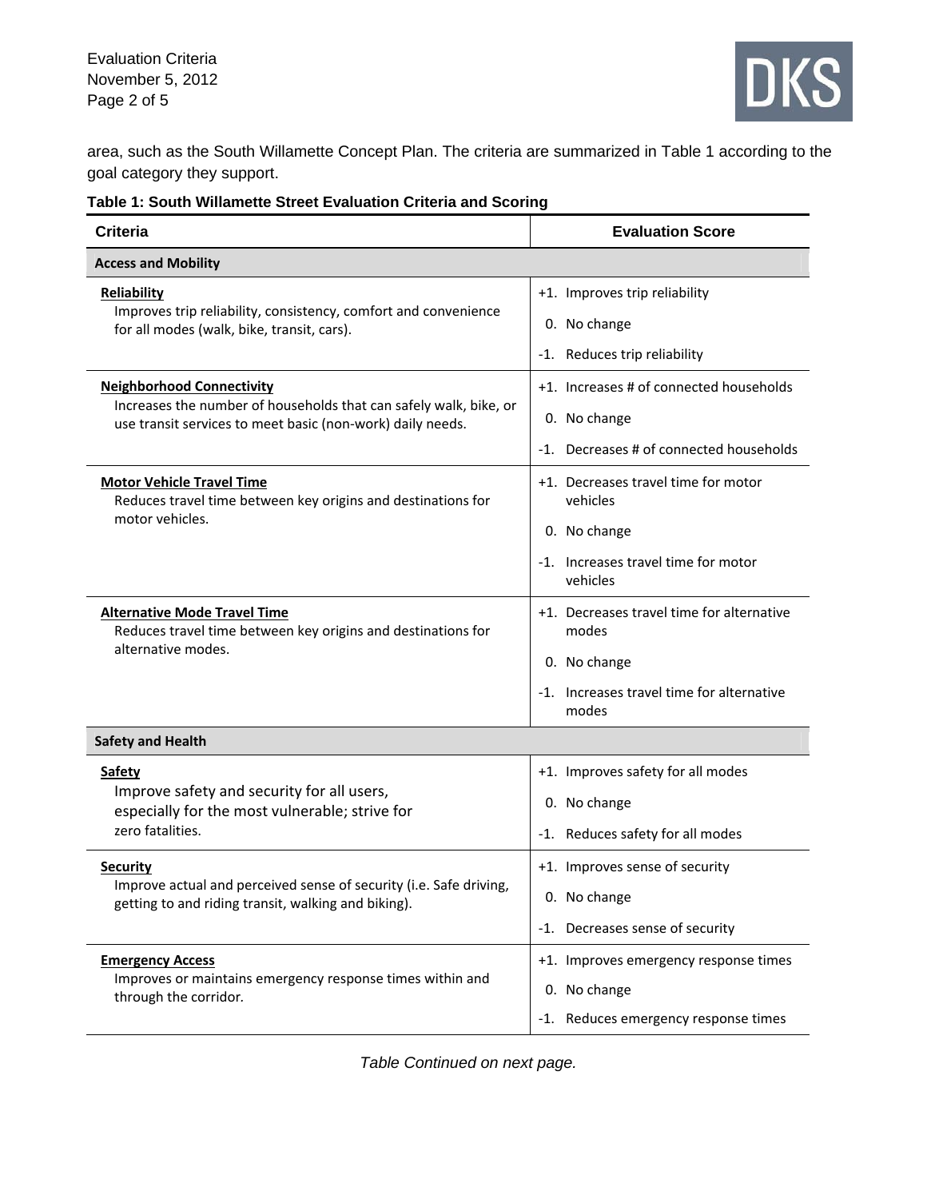area, such as the South Willamette Concept Plan. The criteria are summarized in Table 1 according to the goal category they support.

**Table 1: South Willamette Street Evaluation Criteria and Scoring**

| Criteria | Evaluation Score |
|---|---|
| **Access and Mobility** | |
| **Reliability**<br>Improves trip reliability, consistency, comfort and convenience for all modes (walk, bike, transit, cars). | +1. Improves trip reliability<br>0. No change<br>-1. Reduces trip reliability |
| **Neighborhood Connectivity**<br>Increases the number of households that can safely walk, bike, or use transit services to meet basic (non-work) daily needs. | +1. Increases # of connected households<br>0. No change<br>-1. Decreases # of connected households |
| **Motor Vehicle Travel Time**<br>Reduces travel time between key origins and destinations for motor vehicles. | +1. Decreases travel time for motor vehicles<br>0. No change<br>-1. Increases travel time for motor vehicles |
| **Alternative Mode Travel Time**<br>Reduces travel time between key origins and destinations for alternative modes. | +1. Decreases travel time for alternative modes<br>0. No change<br>-1. Increases travel time for alternative modes |
| **Safety and Health** | |
| **Safety**<br>Improve safety and security for all users, especially for the most vulnerable; strive for zero fatalities. | +1. Improves safety for all modes<br>0. No change<br>-1. Reduces safety for all modes |
| **Security**<br>Improve actual and perceived sense of security (i.e. Safe driving, getting to and riding transit, walking and biking). | +1. Improves sense of security<br>0. No change<br>-1. Decreases sense of security |
| **Emergency Access**<br>Improves or maintains emergency response times within and through the corridor. | +1. Improves emergency response times<br>0. No change<br>-1. Reduces emergency response times |

*Table Continued on next page.*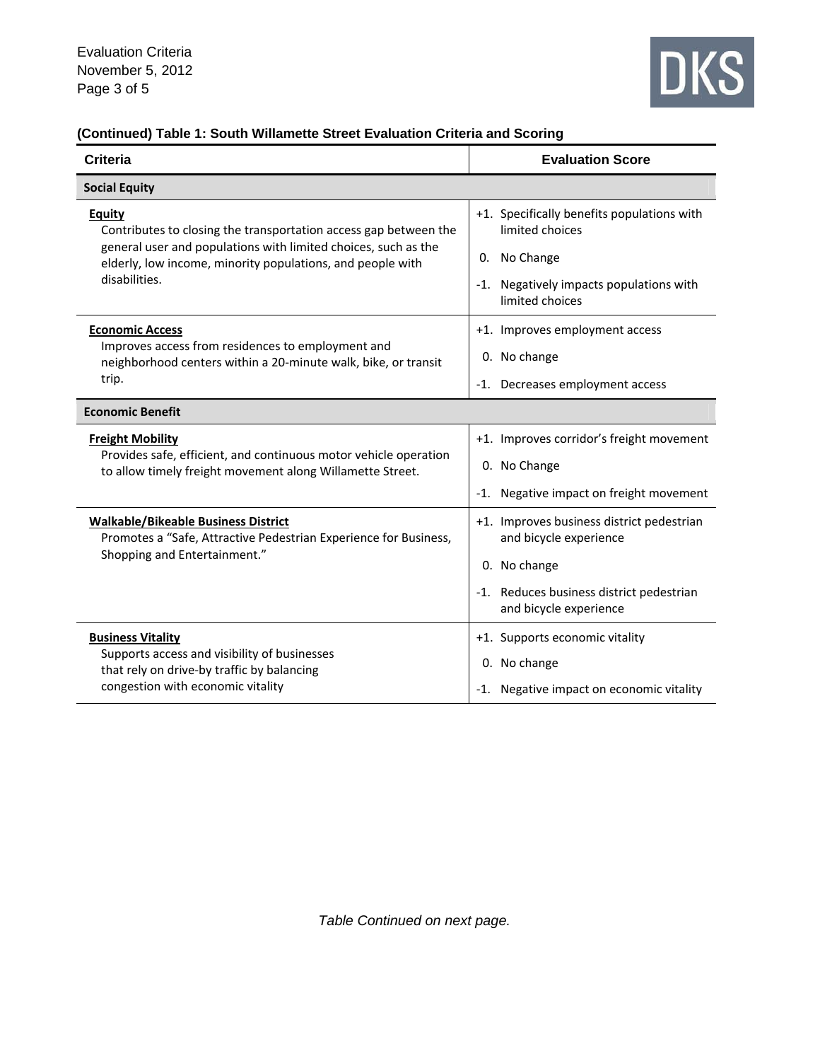**(Continued) Table 1: South Willamette Street Evaluation Criteria and Scoring**

| Criteria | Evaluation Score |
|---|---|
| **Social Equity** | |
| **Equity**<br>Contributes to closing the transportation access gap between the general user and populations with limited choices, such as the elderly, low income, minority populations, and people with disabilities. | +1. Specifically benefits populations with limited choices<br>0. No Change<br>-1. Negatively impacts populations with limited choices |
| **Economic Access**<br>Improves access from residences to employment and neighborhood centers within a 20-minute walk, bike, or transit trip. | +1. Improves employment access<br>0. No change<br>-1. Decreases employment access |
| **Economic Benefit** | |
| **Freight Mobility**<br>Provides safe, efficient, and continuous motor vehicle operation to allow timely freight movement along Willamette Street. | +1. Improves corridor's freight movement<br>0. No Change<br>-1. Negative impact on freight movement |
| **Walkable/Bikeable Business District**<br>Promotes a "Safe, Attractive Pedestrian Experience for Business, Shopping and Entertainment." | +1. Improves business district pedestrian and bicycle experience<br>0. No change<br>-1. Reduces business district pedestrian and bicycle experience |
| **Business Vitality**<br>Supports access and visibility of businesses that rely on drive-by traffic by balancing congestion with economic vitality | +1. Supports economic vitality<br>0. No change<br>-1. Negative impact on economic vitality |

*Table Continued on next page.*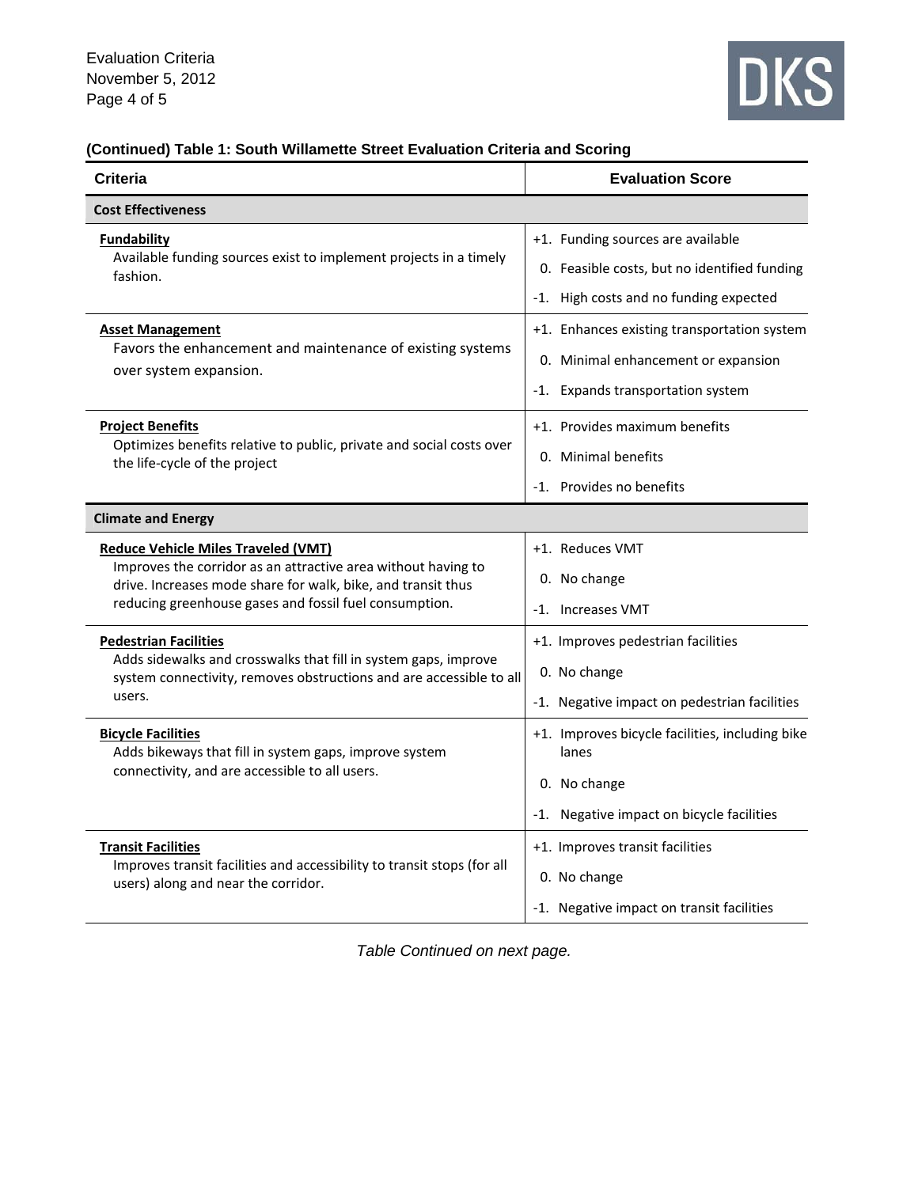**(Continued) Table 1: South Willamette Street Evaluation Criteria and Scoring**

| Criteria | Evaluation Score |
|---|---|
| **Cost Effectiveness** | |
| **Fundability**<br>Available funding sources exist to implement projects in a timely fashion. | +1. Funding sources are available<br>0. Feasible costs, but no identified funding<br>-1. High costs and no funding expected |
| **Asset Management**<br>Favors the enhancement and maintenance of existing systems over system expansion. | +1. Enhances existing transportation system<br>0. Minimal enhancement or expansion<br>-1. Expands transportation system |
| **Project Benefits**<br>Optimizes benefits relative to public, private and social costs over the life-cycle of the project | +1. Provides maximum benefits<br>0. Minimal benefits<br>-1. Provides no benefits |
| **Climate and Energy** | |
| **Reduce Vehicle Miles Traveled (VMT)**<br>Improves the corridor as an attractive area without having to drive. Increases mode share for walk, bike, and transit thus reducing greenhouse gases and fossil fuel consumption. | +1. Reduces VMT<br>0. No change<br>-1. Increases VMT |
| **Pedestrian Facilities**<br>Adds sidewalks and crosswalks that fill in system gaps, improve system connectivity, removes obstructions and are accessible to all users. | +1. Improves pedestrian facilities<br>0. No change<br>-1. Negative impact on pedestrian facilities |
| **Bicycle Facilities**<br>Adds bikeways that fill in system gaps, improve system connectivity, and are accessible to all users. | +1. Improves bicycle facilities, including bike lanes<br>0. No change<br>-1. Negative impact on bicycle facilities |
| **Transit Facilities**<br>Improves transit facilities and accessibility to transit stops (for all users) along and near the corridor. | +1. Improves transit facilities<br>0. No change<br>-1. Negative impact on transit facilities |

*Table Continued on next page.*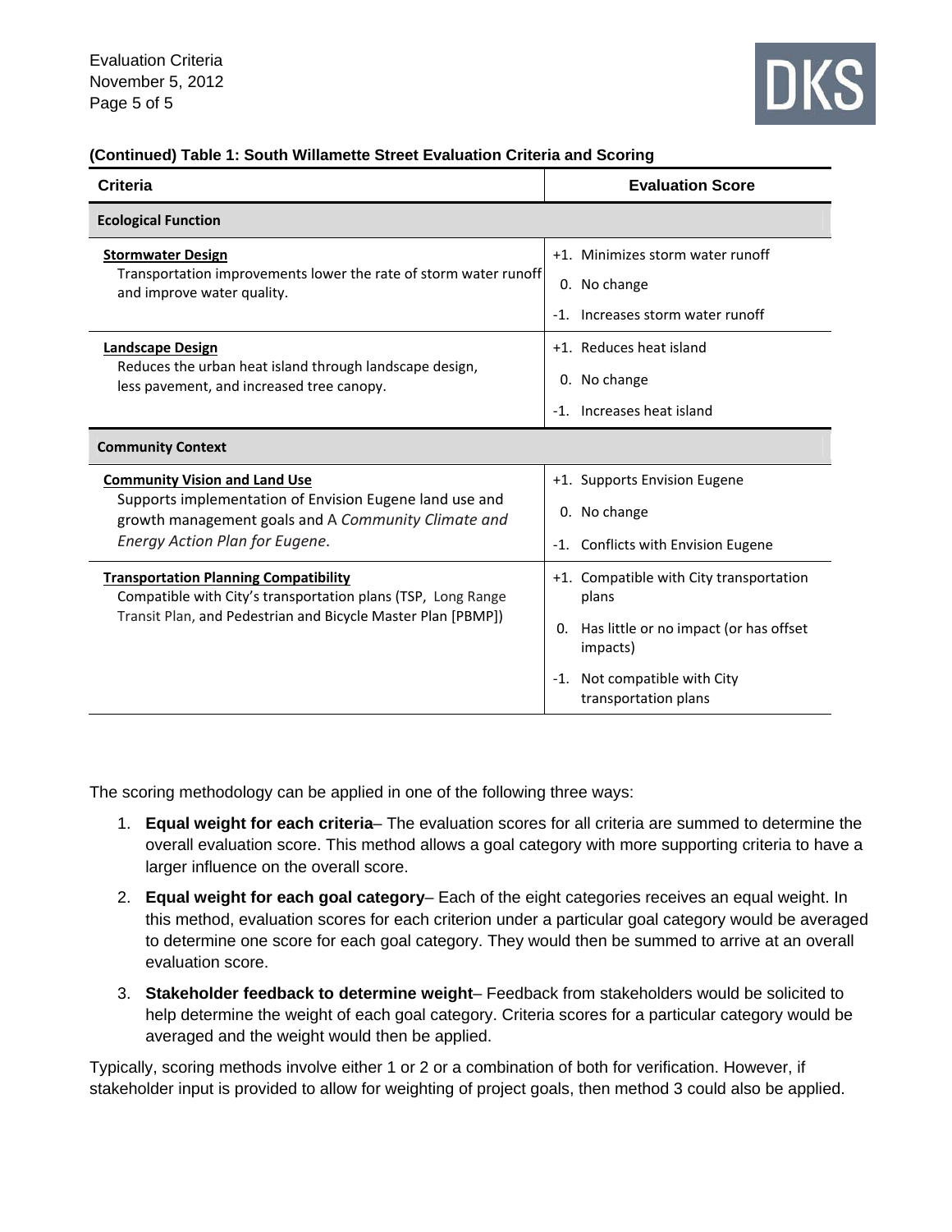**(Continued) Table 1: South Willamette Street Evaluation Criteria and Scoring**

| Criteria | Evaluation Score |
|---|---|
| **Ecological Function** | |
| **Stormwater Design**<br>Transportation improvements lower the rate of storm water runoff and improve water quality. | +1. Minimizes storm water runoff<br>0. No change<br>-1. Increases storm water runoff |
| **Landscape Design**<br>Reduces the urban heat island through landscape design, less pavement, and increased tree canopy. | +1. Reduces heat island<br>0. No change<br>-1. Increases heat island |
| **Community Context** | |
| **Community Vision and Land Use**<br>Supports implementation of Envision Eugene land use and growth management goals and A *Community Climate and Energy Action Plan for Eugene*. | +1. Supports Envision Eugene<br>0. No change<br>-1. Conflicts with Envision Eugene |
| **Transportation Planning Compatibility**<br>Compatible with City's transportation plans (TSP, Long Range Transit Plan, and Pedestrian and Bicycle Master Plan [PBMP]) | +1. Compatible with City transportation plans<br>0. Has little or no impact (or has offset impacts)<br>-1. Not compatible with City transportation plans |

The scoring methodology can be applied in one of the following three ways:

1. **Equal weight for each criteria**– The evaluation scores for all criteria are summed to determine the overall evaluation score. This method allows a goal category with more supporting criteria to have a larger influence on the overall score.
2. **Equal weight for each goal category**– Each of the eight categories receives an equal weight. In this method, evaluation scores for each criterion under a particular goal category would be averaged to determine one score for each goal category. They would then be summed to arrive at an overall evaluation score.
3. **Stakeholder feedback to determine weight**– Feedback from stakeholders would be solicited to help determine the weight of each goal category. Criteria scores for a particular category would be averaged and the weight would then be applied.

Typically, scoring methods involve either 1 or 2 or a combination of both for verification. However, if stakeholder input is provided to allow for weighting of project goals, then method 3 could also be applied.